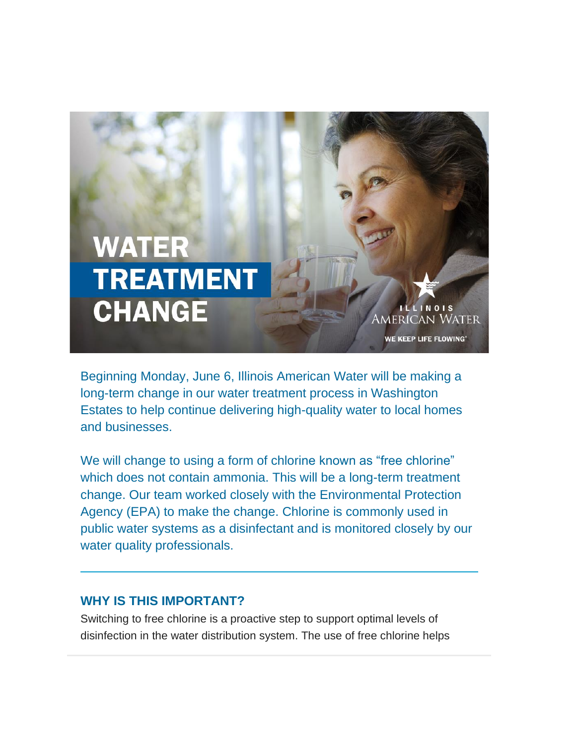# WATER TREATMENT CHANGE

ILLINOIS AMERICAN WATER

WE KEEP LIFE FLOWING®

Beginning Monday, June 6, Illinois American Water will be making a long-term change in our water treatment process in Washington Estates to help continue delivering high-quality water to local homes and businesses.

We will change to using a form of chlorine known as "free chlorine" which does not contain ammonia. This will be a long-term treatment change. Our team worked closely with the Environmental Protection Agency (EPA) to make the change. Chlorine is commonly used in public water systems as a disinfectant and is monitored closely by our water quality professionals.

---

### WHY IS THIS IMPORTANT?

Switching to free chlorine is a proactive step to support optimal levels of disinfection in the water distribution system. The use of free chlorine helps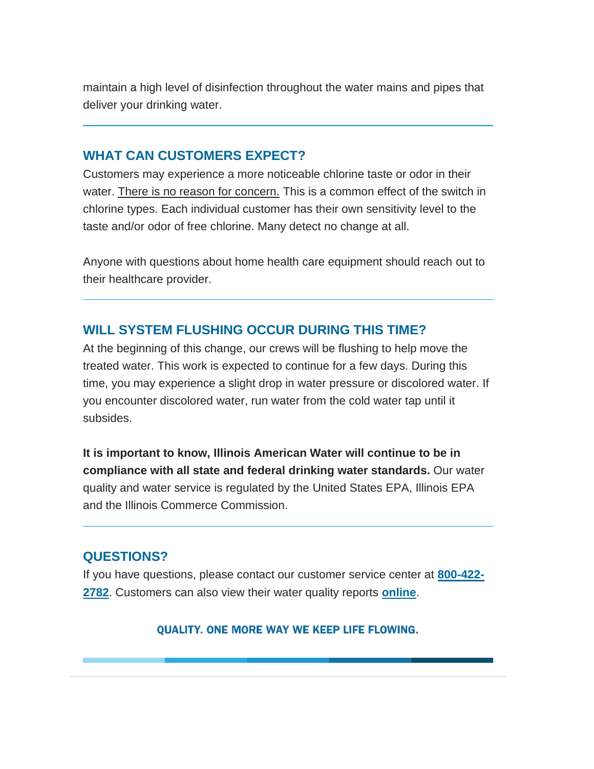maintain a high level of disinfection throughout the water mains and pipes that deliver your drinking water.

---

## WHAT CAN CUSTOMERS EXPECT?

Customers may experience a more noticeable chlorine taste or odor in their water. There is no reason for concern. This is a common effect of the switch in chlorine types. Each individual customer has their own sensitivity level to the taste and/or odor of free chlorine. Many detect no change at all.

Anyone with questions about home health care equipment should reach out to their healthcare provider.

---

## WILL SYSTEM FLUSHING OCCUR DURING THIS TIME?

At the beginning of this change, our crews will be flushing to help move the treated water. This work is expected to continue for a few days. During this time, you may experience a slight drop in water pressure or discolored water. If you encounter discolored water, run water from the cold water tap until it subsides.

**It is important to know, Illinois American Water will continue to be in compliance with all state and federal drinking water standards.** Our water quality and water service is regulated by the United States EPA, Illinois EPA and the Illinois Commerce Commission.

---

## QUESTIONS?

If you have questions, please contact our customer service center at **800-422-2782**. Customers can also view their water quality reports **online**.

**QUALITY. ONE MORE WAY WE KEEP LIFE FLOWING.**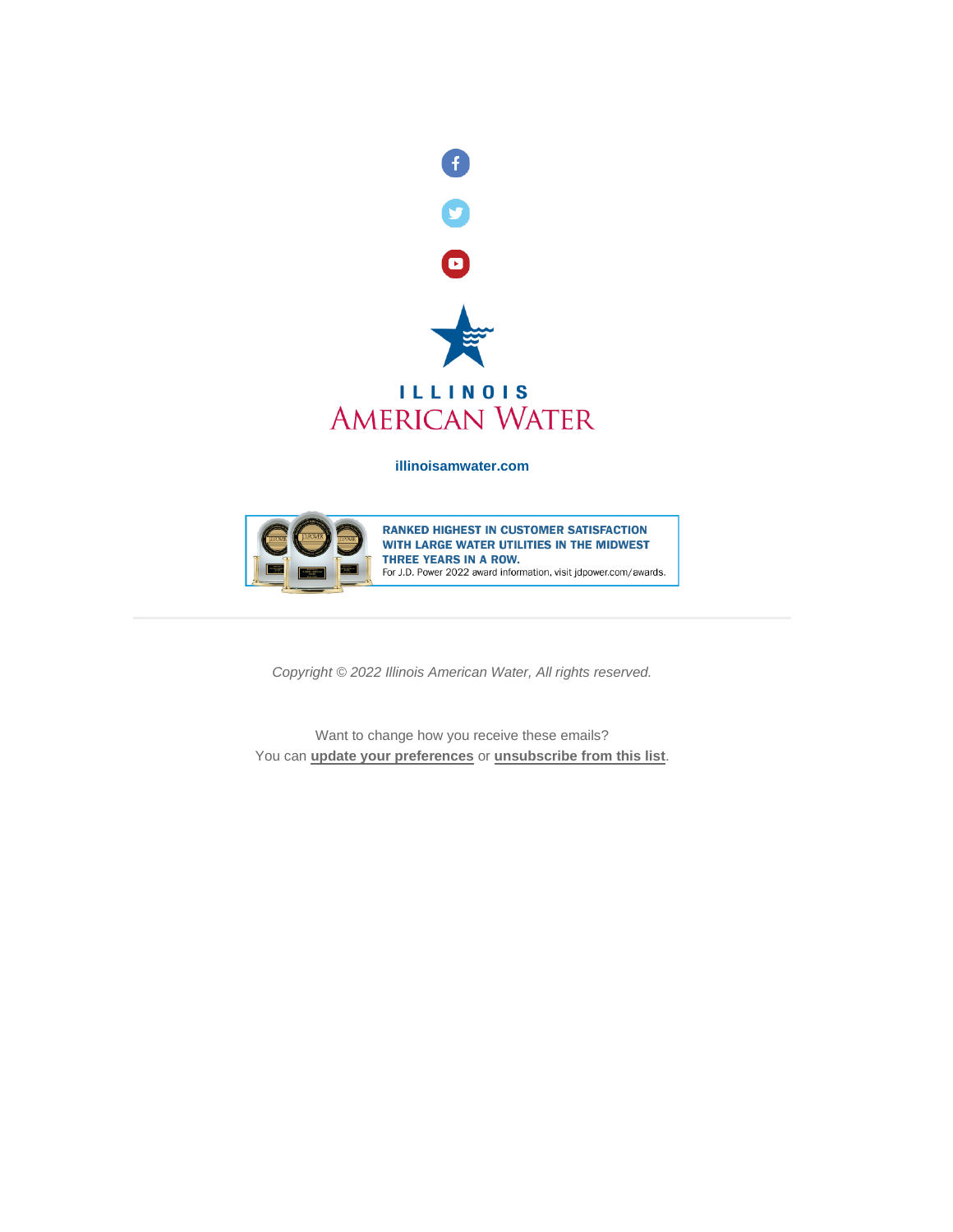ILLINOIS
AMERICAN WATER

**illinoisamwater.com**

RANKED HIGHEST IN CUSTOMER SATISFACTION WITH LARGE WATER UTILITIES IN THE MIDWEST THREE YEARS IN A ROW.
For J.D. Power 2022 award information, visit jdpower.com/awards.

---

*Copyright © 2022 Illinois American Water, All rights reserved.*

Want to change how you receive these emails?
You can **update your preferences** or **unsubscribe from this list**.